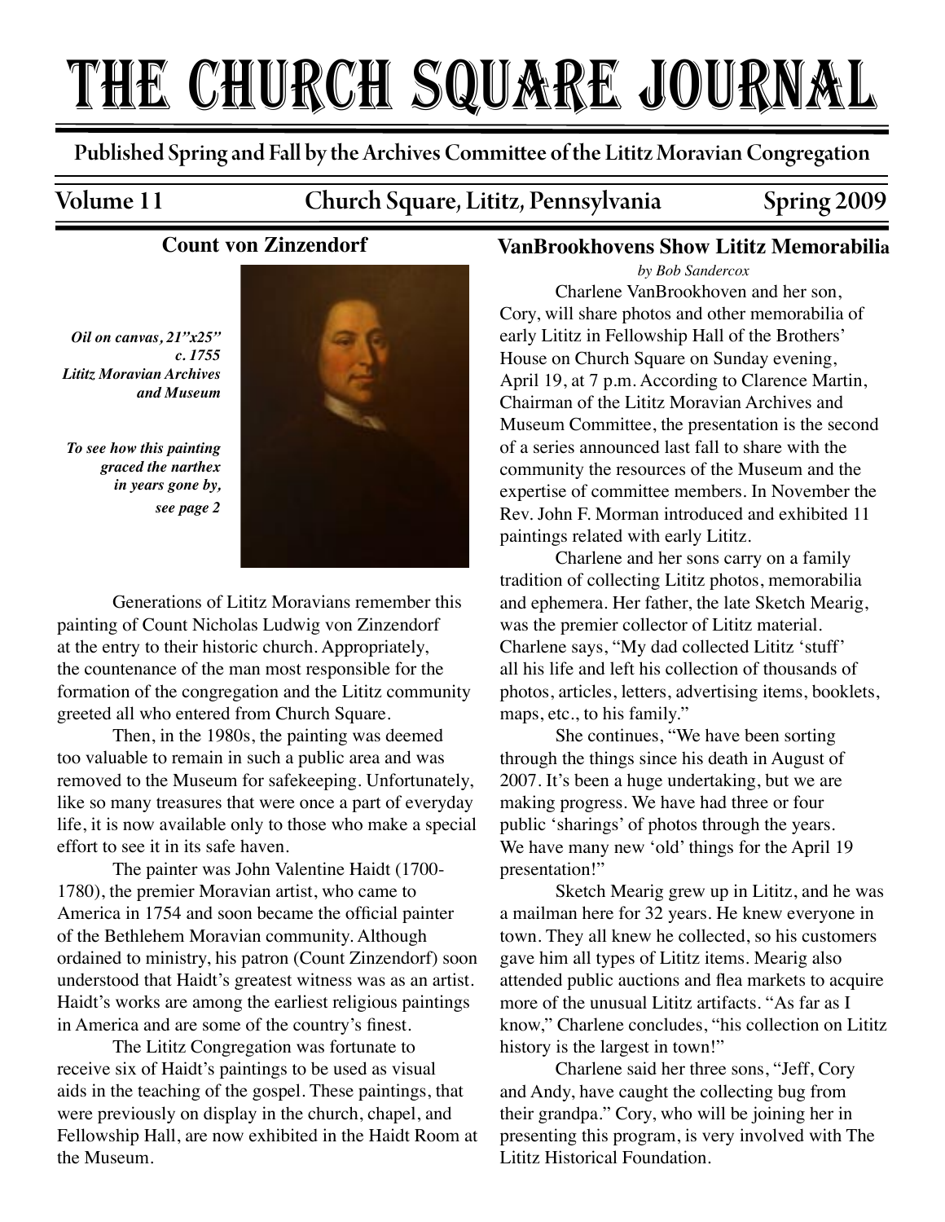# THE CHURCH SQUARE JOURNAL

**Published Spring and Fall by the Archives Committee of the Lititz Moravian Congregation**

**Volume 11 — Church Square, Lititz, Pennsylvania — Spring 2009**

## Count von Zinzendorf

***Oil on canvas, 21"x25"***
***c. 1755***
***Lititz Moravian Archives and Museum***

***To see how this painting graced the narthex in years gone by, see page 2***

Generations of Lititz Moravians remember this painting of Count Nicholas Ludwig von Zinzendorf at the entry to their historic church. Appropriately, the countenance of the man most responsible for the formation of the congregation and the Lititz community greeted all who entered from Church Square.

Then, in the 1980s, the painting was deemed too valuable to remain in such a public area and was removed to the Museum for safekeeping. Unfortunately, like so many treasures that were once a part of everyday life, it is now available only to those who make a special effort to see it in its safe haven.

The painter was John Valentine Haidt (1700-1780), the premier Moravian artist, who came to America in 1754 and soon became the official painter of the Bethlehem Moravian community. Although ordained to ministry, his patron (Count Zinzendorf) soon understood that Haidt's greatest witness was as an artist. Haidt's works are among the earliest religious paintings in America and are some of the country's finest.

The Lititz Congregation was fortunate to receive six of Haidt's paintings to be used as visual aids in the teaching of the gospel. These paintings, that were previously on display in the church, chapel, and Fellowship Hall, are now exhibited in the Haidt Room at the Museum.

## VanBrookhovens Show Lititz Memorabilia

*by Bob Sandercox*

Charlene VanBrookhoven and her son, Cory, will share photos and other memorabilia of early Lititz in Fellowship Hall of the Brothers' House on Church Square on Sunday evening, April 19, at 7 p.m. According to Clarence Martin, Chairman of the Lititz Moravian Archives and Museum Committee, the presentation is the second of a series announced last fall to share with the community the resources of the Museum and the expertise of committee members. In November the Rev. John F. Morman introduced and exhibited 11 paintings related with early Lititz.

Charlene and her sons carry on a family tradition of collecting Lititz photos, memorabilia and ephemera. Her father, the late Sketch Mearig, was the premier collector of Lititz material. Charlene says, "My dad collected Lititz 'stuff' all his life and left his collection of thousands of photos, articles, letters, advertising items, booklets, maps, etc., to his family."

She continues, "We have been sorting through the things since his death in August of 2007. It's been a huge undertaking, but we are making progress. We have had three or four public 'sharings' of photos through the years. We have many new 'old' things for the April 19 presentation!"

Sketch Mearig grew up in Lititz, and he was a mailman here for 32 years. He knew everyone in town. They all knew he collected, so his customers gave him all types of Lititz items. Mearig also attended public auctions and flea markets to acquire more of the unusual Lititz artifacts. "As far as I know," Charlene concludes, "his collection on Lititz history is the largest in town!"

Charlene said her three sons, "Jeff, Cory and Andy, have caught the collecting bug from their grandpa." Cory, who will be joining her in presenting this program, is very involved with The Lititz Historical Foundation.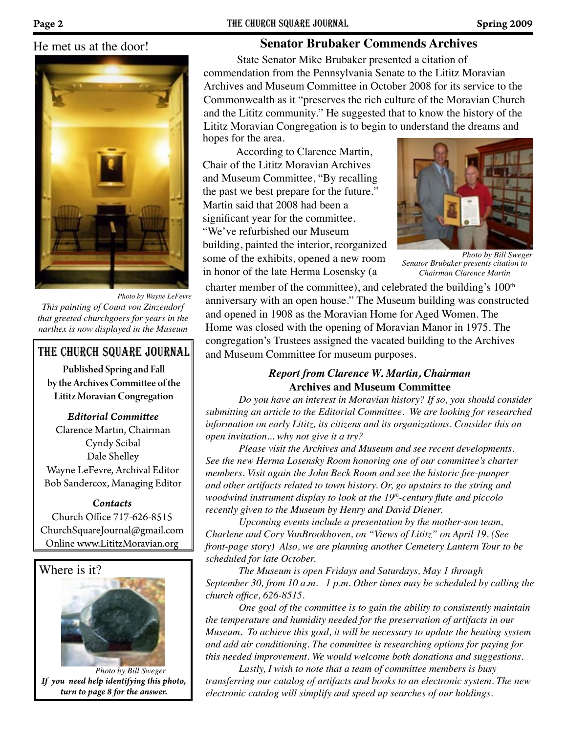He met us at the door!

*Photo by Wayne LeFevre*

*This painting of Count von Zinzendorf that greeted churchgoers for years in the narthex is now displayed in the Museum*

## THE CHURCH SQUARE JOURNAL

**Published Spring and Fall by the Archives Committee of the Lititz Moravian Congregation**

***Editorial Committee***

Clarence Martin, Chairman
Cyndy Scibal
Dale Shelley
Wayne LeFevre, Archival Editor
Bob Sandercox, Managing Editor

***Contacts***

Church Office 717-626-8515
ChurchSquareJournal@gmail.com
Online www.LititzMoravian.org

Where is it?

*Photo by Bill Sweger*

***If you need help identifying this photo, turn to page 8 for the answer.***

## Senator Brubaker Commends Archives

State Senator Mike Brubaker presented a citation of commendation from the Pennsylvania Senate to the Lititz Moravian Archives and Museum Committee in October 2008 for its service to the Commonwealth as it "preserves the rich culture of the Moravian Church and the Lititz community." He suggested that to know the history of the Lititz Moravian Congregation is to begin to understand the dreams and hopes for the area.

According to Clarence Martin, Chair of the Lititz Moravian Archives and Museum Committee, "By recalling the past we best prepare for the future." Martin said that 2008 had been a significant year for the committee. "We've refurbished our Museum building, painted the interior, reorganized some of the exhibits, opened a new room in honor of the late Herma Losensky (a charter member of the committee), and celebrated the building's 100th anniversary with an open house." The Museum building was constructed and opened in 1908 as the Moravian Home for Aged Women. The Home was closed with the opening of Moravian Manor in 1975. The congregation's Trustees assigned the vacated building to the Archives and Museum Committee for museum purposes.

*Photo by Bill Sweger*

*Senator Brubaker presents citation to Chairman Clarence Martin*

### *Report from Clarence W. Martin, Chairman*
### Archives and Museum Committee

*Do you have an interest in Moravian history? If so, you should consider submitting an article to the Editorial Committee. We are looking for researched information on early Lititz, its citizens and its organizations. Consider this an open invitation... why not give it a try?*

*Please visit the Archives and Museum and see recent developments. See the new Herma Losensky Room honoring one of our committee's charter members. Visit again the John Beck Room and see the historic fire-pumper and other artifacts related to town history. Or, go upstairs to the string and woodwind instrument display to look at the 19th-century flute and piccolo recently given to the Museum by Henry and David Diener.*

*Upcoming events include a presentation by the mother-son team, Charlene and Cory VanBrookhoven, on "Views of Lititz" on April 19. (See front-page story) Also, we are planning another Cemetery Lantern Tour to be scheduled for late October.*

*The Museum is open Fridays and Saturdays, May 1 through September 30, from 10 a.m. –1 p.m. Other times may be scheduled by calling the church office, 626-8515.*

*One goal of the committee is to gain the ability to consistently maintain the temperature and humidity needed for the preservation of artifacts in our Museum. To achieve this goal, it will be necessary to update the heating system and add air conditioning. The committee is researching options for paying for this needed improvement. We would welcome both donations and suggestions.*

*Lastly, I wish to note that a team of committee members is busy transferring our catalog of artifacts and books to an electronic system. The new electronic catalog will simplify and speed up searches of our holdings.*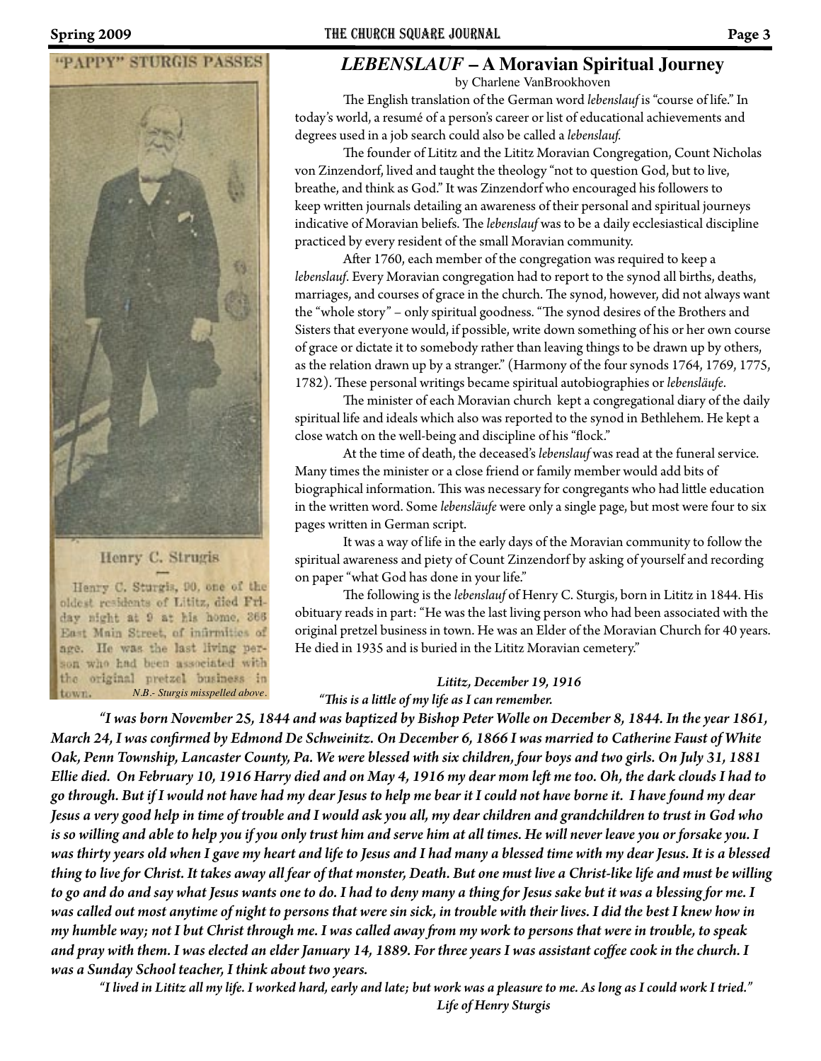"PAPPY" STURGIS PASSES

Henry C. Strugis

Henry C. Sturgis, 90, one of the oldest residents of Lititz, died Friday night at 9 at his home, 366 East Main Street, of infirmities of age. He was the last living person who had been associated with the original pretzel business in town.

*N.B.- Sturgis misspelled above.*

## *LEBENSLAUF* – A Moravian Spiritual Journey

by Charlene VanBrookhoven

The English translation of the German word *lebenslauf* is "course of life." In today's world, a resumé of a person's career or list of educational achievements and degrees used in a job search could also be called a *lebenslauf.*

The founder of Lititz and the Lititz Moravian Congregation, Count Nicholas von Zinzendorf, lived and taught the theology "not to question God, but to live, breathe, and think as God." It was Zinzendorf who encouraged his followers to keep written journals detailing an awareness of their personal and spiritual journeys indicative of Moravian beliefs. The *lebenslauf* was to be a daily ecclesiastical discipline practiced by every resident of the small Moravian community.

After 1760, each member of the congregation was required to keep a *lebenslauf*. Every Moravian congregation had to report to the synod all births, deaths, marriages, and courses of grace in the church. The synod, however, did not always want the "whole story" – only spiritual goodness. "The synod desires of the Brothers and Sisters that everyone would, if possible, write down something of his or her own course of grace or dictate it to somebody rather than leaving things to be drawn up by others, as the relation drawn up by a stranger." (Harmony of the four synods 1764, 1769, 1775, 1782). These personal writings became spiritual autobiographies or *lebensläufe*.

The minister of each Moravian church kept a congregational diary of the daily spiritual life and ideals which also was reported to the synod in Bethlehem. He kept a close watch on the well-being and discipline of his "flock."

At the time of death, the deceased's *lebenslauf* was read at the funeral service. Many times the minister or a close friend or family member would add bits of biographical information. This was necessary for congregants who had little education in the written word. Some *lebensläufe* were only a single page, but most were four to six pages written in German script.

It was a way of life in the early days of the Moravian community to follow the spiritual awareness and piety of Count Zinzendorf by asking of yourself and recording on paper "what God has done in your life."

The following is the *lebenslauf* of Henry C. Sturgis, born in Lititz in 1844. His obituary reads in part: "He was the last living person who had been associated with the original pretzel business in town. He was an Elder of the Moravian Church for 40 years. He died in 1935 and is buried in the Lititz Moravian cemetery."

***Lititz, December 19, 1916***

***"This is a little of my life as I can remember.***

***"I was born November 25, 1844 and was baptized by Bishop Peter Wolle on December 8, 1844. In the year 1861, March 24, I was confirmed by Edmond De Schweinitz. On December 6, 1866 I was married to Catherine Faust of White Oak, Penn Township, Lancaster County, Pa. We were blessed with six children, four boys and two girls. On July 31, 1881 Ellie died. On February 10, 1916 Harry died and on May 4, 1916 my dear mom left me too. Oh, the dark clouds I had to go through. But if I would not have had my dear Jesus to help me bear it I could not have borne it. I have found my dear Jesus a very good help in time of trouble and I would ask you all, my dear children and grandchildren to trust in God who is so willing and able to help you if you only trust him and serve him at all times. He will never leave you or forsake you. I was thirty years old when I gave my heart and life to Jesus and I had many a blessed time with my dear Jesus. It is a blessed thing to live for Christ. It takes away all fear of that monster, Death. But one must live a Christ-like life and must be willing to go and do and say what Jesus wants one to do. I had to deny many a thing for Jesus sake but it was a blessing for me. I was called out most anytime of night to persons that were sin sick, in trouble with their lives. I did the best I knew how in my humble way; not I but Christ through me. I was called away from my work to persons that were in trouble, to speak and pray with them. I was elected an elder January 14, 1889. For three years I was assistant coffee cook in the church. I was a Sunday School teacher, I think about two years.***

***"I lived in Lititz all my life. I worked hard, early and late; but work was a pleasure to me. As long as I could work I tried."***

***Life of Henry Sturgis***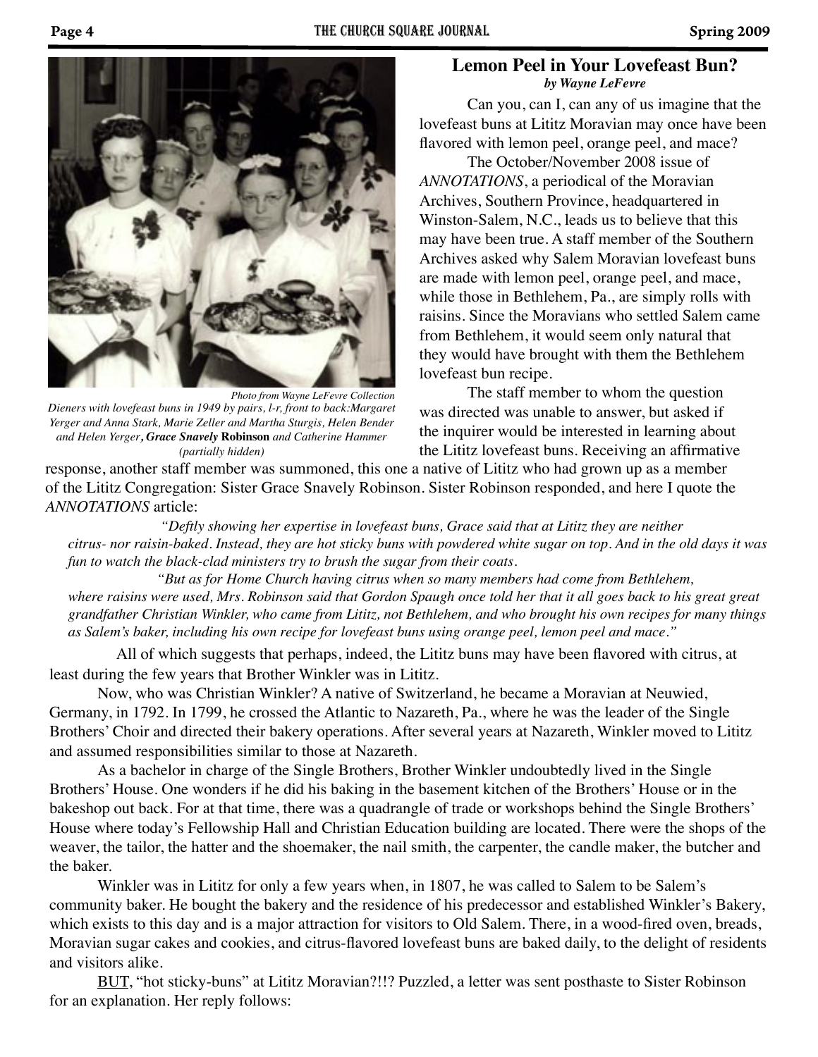*Photo from Wayne LeFevre Collection*

*Dieners with lovefeast buns in 1949 by pairs, l-r, front to back:Margaret Yerger and Anna Stark, Marie Zeller and Martha Sturgis, Helen Bender and Helen Yerger, **Grace Snavely Robinson** and Catherine Hammer (partially hidden)*

## Lemon Peel in Your Lovefeast Bun?

***by Wayne LeFevre***

Can you, can I, can any of us imagine that the lovefeast buns at Lititz Moravian may once have been flavored with lemon peel, orange peel, and mace?

The October/November 2008 issue of *ANNOTATIONS*, a periodical of the Moravian Archives, Southern Province, headquartered in Winston-Salem, N.C., leads us to believe that this may have been true. A staff member of the Southern Archives asked why Salem Moravian lovefeast buns are made with lemon peel, orange peel, and mace, while those in Bethlehem, Pa., are simply rolls with raisins. Since the Moravians who settled Salem came from Bethlehem, it would seem only natural that they would have brought with them the Bethlehem lovefeast bun recipe.

The staff member to whom the question was directed was unable to answer, but asked if the inquirer would be interested in learning about the Lititz lovefeast buns. Receiving an affirmative response, another staff member was summoned, this one a native of Lititz who had grown up as a member of the Lititz Congregation: Sister Grace Snavely Robinson. Sister Robinson responded, and here I quote the *ANNOTATIONS* article:

> *"Deftly showing her expertise in lovefeast buns, Grace said that at Lititz they are neither citrus- nor raisin-baked. Instead, they are hot sticky buns with powdered white sugar on top. And in the old days it was fun to watch the black-clad ministers try to brush the sugar from their coats.*
>
> *"But as for Home Church having citrus when so many members had come from Bethlehem, where raisins were used, Mrs. Robinson said that Gordon Spaugh once told her that it all goes back to his great great grandfather Christian Winkler, who came from Lititz, not Bethlehem, and who brought his own recipes for many things as Salem's baker, including his own recipe for lovefeast buns using orange peel, lemon peel and mace."*

All of which suggests that perhaps, indeed, the Lititz buns may have been flavored with citrus, at least during the few years that Brother Winkler was in Lititz.

Now, who was Christian Winkler? A native of Switzerland, he became a Moravian at Neuwied, Germany, in 1792. In 1799, he crossed the Atlantic to Nazareth, Pa., where he was the leader of the Single Brothers' Choir and directed their bakery operations. After several years at Nazareth, Winkler moved to Lititz and assumed responsibilities similar to those at Nazareth.

As a bachelor in charge of the Single Brothers, Brother Winkler undoubtedly lived in the Single Brothers' House. One wonders if he did his baking in the basement kitchen of the Brothers' House or in the bakeshop out back. For at that time, there was a quadrangle of trade or workshops behind the Single Brothers' House where today's Fellowship Hall and Christian Education building are located. There were the shops of the weaver, the tailor, the hatter and the shoemaker, the nail smith, the carpenter, the candle maker, the butcher and the baker.

Winkler was in Lititz for only a few years when, in 1807, he was called to Salem to be Salem's community baker. He bought the bakery and the residence of his predecessor and established Winkler's Bakery, which exists to this day and is a major attraction for visitors to Old Salem. There, in a wood-fired oven, breads, Moravian sugar cakes and cookies, and citrus-flavored lovefeast buns are baked daily, to the delight of residents and visitors alike.

<u>BUT</u>, "hot sticky-buns" at Lititz Moravian?!!? Puzzled, a letter was sent posthaste to Sister Robinson for an explanation. Her reply follows: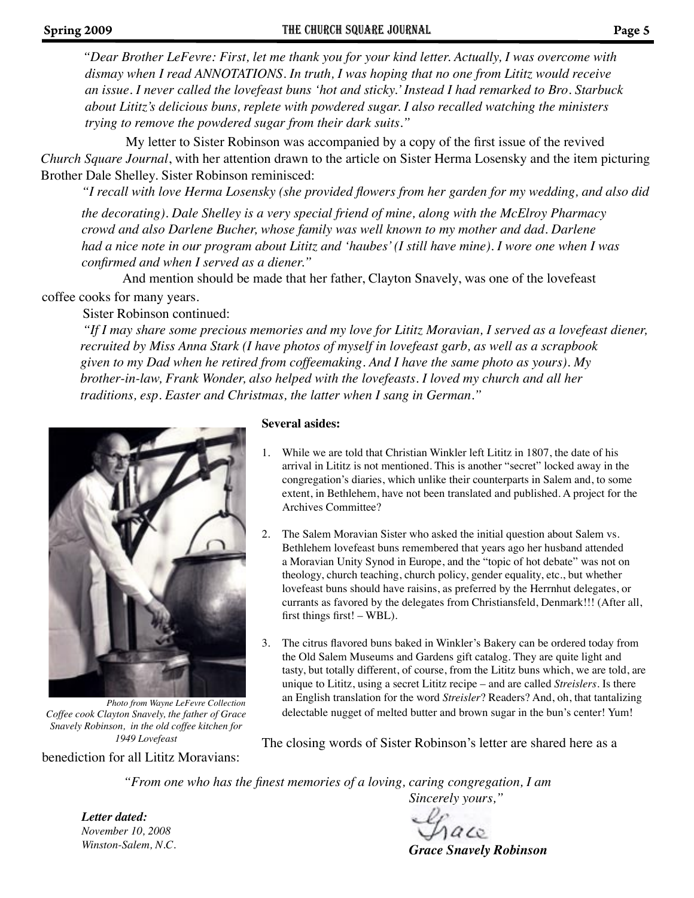*"Dear Brother LeFevre: First, let me thank you for your kind letter. Actually, I was overcome with dismay when I read ANNOTATIONS. In truth, I was hoping that no one from Lititz would receive an issue. I never called the lovefeast buns 'hot and sticky.' Instead I had remarked to Bro. Starbuck about Lititz's delicious buns, replete with powdered sugar. I also recalled watching the ministers trying to remove the powdered sugar from their dark suits."*

My letter to Sister Robinson was accompanied by a copy of the first issue of the revived *Church Square Journal*, with her attention drawn to the article on Sister Herma Losensky and the item picturing Brother Dale Shelley. Sister Robinson reminisced:

*"I recall with love Herma Losensky (she provided flowers from her garden for my wedding, and also did the decorating). Dale Shelley is a very special friend of mine, along with the McElroy Pharmacy crowd and also Darlene Bucher, whose family was well known to my mother and dad. Darlene had a nice note in our program about Lititz and 'haubes' (I still have mine). I wore one when I was confirmed and when I served as a diener."*

And mention should be made that her father, Clayton Snavely, was one of the lovefeast coffee cooks for many years.

Sister Robinson continued:

*"If I may share some precious memories and my love for Lititz Moravian, I served as a lovefeast diener, recruited by Miss Anna Stark (I have photos of myself in lovefeast garb, as well as a scrapbook given to my Dad when he retired from coffeemaking. And I have the same photo as yours). My brother-in-law, Frank Wonder, also helped with the lovefeasts. I loved my church and all her traditions, esp. Easter and Christmas, the latter when I sang in German."*

*Photo from Wayne LeFevre Collection*
*Coffee cook Clayton Snavely, the father of Grace Snavely Robinson, in the old coffee kitchen for 1949 Lovefeast*

**Several asides:**

1. While we are told that Christian Winkler left Lititz in 1807, the date of his arrival in Lititz is not mentioned. This is another "secret" locked away in the congregation's diaries, which unlike their counterparts in Salem and, to some extent, in Bethlehem, have not been translated and published. A project for the Archives Committee?

2. The Salem Moravian Sister who asked the initial question about Salem vs. Bethlehem lovefeast buns remembered that years ago her husband attended a Moravian Unity Synod in Europe, and the "topic of hot debate" was not on theology, church teaching, church policy, gender equality, etc., but whether lovefeast buns should have raisins, as preferred by the Herrnhut delegates, or currants as favored by the delegates from Christiansfeld, Denmark!!! (After all, first things first! – WBL).

3. The citrus flavored buns baked in Winkler's Bakery can be ordered today from the Old Salem Museums and Gardens gift catalog. They are quite light and tasty, but totally different, of course, from the Lititz buns which, we are told, are unique to Lititz, using a secret Lititz recipe – and are called *Streislers*. Is there an English translation for the word *Streisler*? Readers? And, oh, that tantalizing delectable nugget of melted butter and brown sugar in the bun's center! Yum!

The closing words of Sister Robinson's letter are shared here as a benediction for all Lititz Moravians:

*"From one who has the finest memories of a loving, caring congregation, I am*
*Sincerely yours,"*

Grace

***Grace Snavely Robinson***

***Letter dated:***
*November 10, 2008*
*Winston-Salem, N.C.*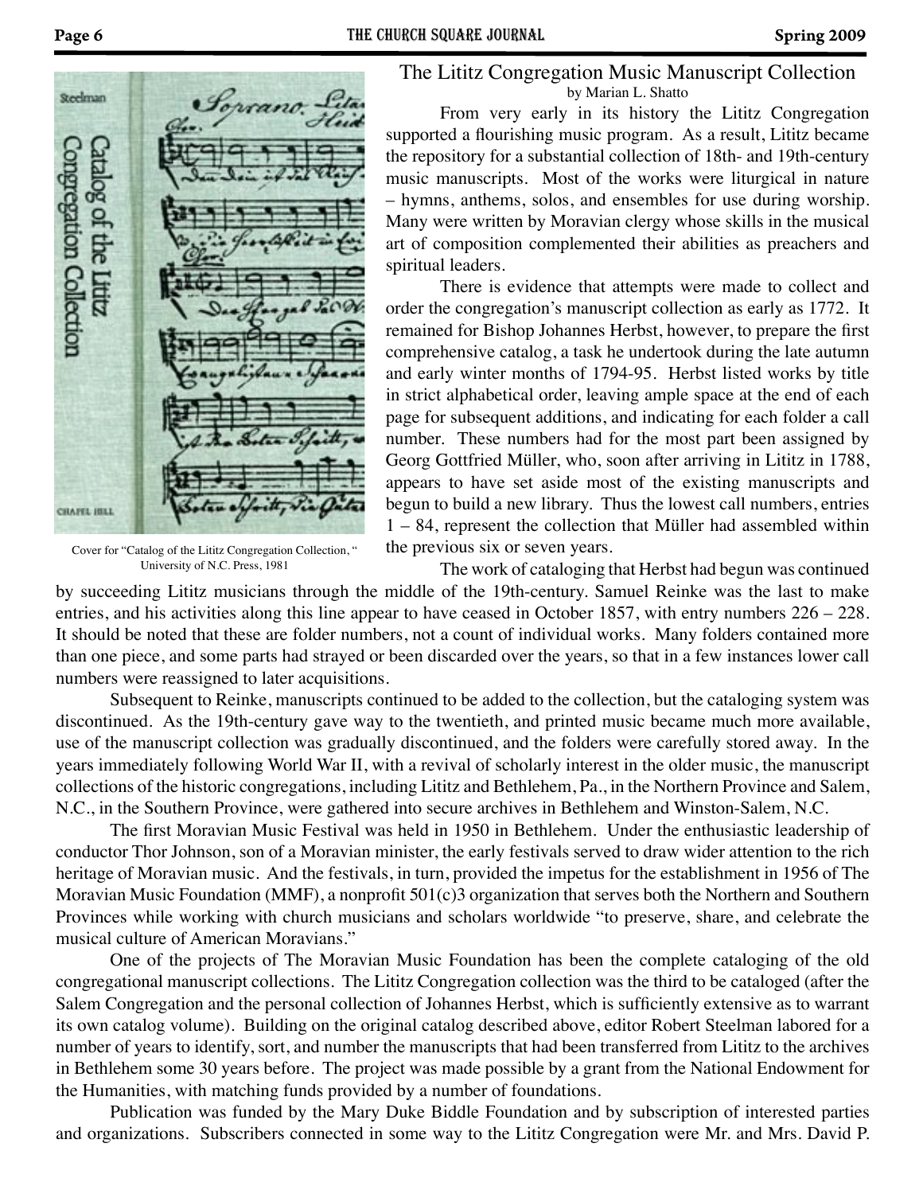Cover for "Catalog of the Lititz Congregation Collection, " University of N.C. Press, 1981

## The Lititz Congregation Music Manuscript Collection

by Marian L. Shatto

From very early in its history the Lititz Congregation supported a flourishing music program. As a result, Lititz became the repository for a substantial collection of 18th- and 19th-century music manuscripts. Most of the works were liturgical in nature – hymns, anthems, solos, and ensembles for use during worship. Many were written by Moravian clergy whose skills in the musical art of composition complemented their abilities as preachers and spiritual leaders.

There is evidence that attempts were made to collect and order the congregation's manuscript collection as early as 1772. It remained for Bishop Johannes Herbst, however, to prepare the first comprehensive catalog, a task he undertook during the late autumn and early winter months of 1794-95. Herbst listed works by title in strict alphabetical order, leaving ample space at the end of each page for subsequent additions, and indicating for each folder a call number. These numbers had for the most part been assigned by Georg Gottfried Müller, who, soon after arriving in Lititz in 1788, appears to have set aside most of the existing manuscripts and begun to build a new library. Thus the lowest call numbers, entries 1 – 84, represent the collection that Müller had assembled within the previous six or seven years.

The work of cataloging that Herbst had begun was continued by succeeding Lititz musicians through the middle of the 19th-century. Samuel Reinke was the last to make entries, and his activities along this line appear to have ceased in October 1857, with entry numbers 226 – 228. It should be noted that these are folder numbers, not a count of individual works. Many folders contained more than one piece, and some parts had strayed or been discarded over the years, so that in a few instances lower call numbers were reassigned to later acquisitions.

Subsequent to Reinke, manuscripts continued to be added to the collection, but the cataloging system was discontinued. As the 19th-century gave way to the twentieth, and printed music became much more available, use of the manuscript collection was gradually discontinued, and the folders were carefully stored away. In the years immediately following World War II, with a revival of scholarly interest in the older music, the manuscript collections of the historic congregations, including Lititz and Bethlehem, Pa., in the Northern Province and Salem, N.C., in the Southern Province, were gathered into secure archives in Bethlehem and Winston-Salem, N.C.

The first Moravian Music Festival was held in 1950 in Bethlehem. Under the enthusiastic leadership of conductor Thor Johnson, son of a Moravian minister, the early festivals served to draw wider attention to the rich heritage of Moravian music. And the festivals, in turn, provided the impetus for the establishment in 1956 of The Moravian Music Foundation (MMF), a nonprofit 501(c)3 organization that serves both the Northern and Southern Provinces while working with church musicians and scholars worldwide "to preserve, share, and celebrate the musical culture of American Moravians."

One of the projects of The Moravian Music Foundation has been the complete cataloging of the old congregational manuscript collections. The Lititz Congregation collection was the third to be cataloged (after the Salem Congregation and the personal collection of Johannes Herbst, which is sufficiently extensive as to warrant its own catalog volume). Building on the original catalog described above, editor Robert Steelman labored for a number of years to identify, sort, and number the manuscripts that had been transferred from Lititz to the archives in Bethlehem some 30 years before. The project was made possible by a grant from the National Endowment for the Humanities, with matching funds provided by a number of foundations.

Publication was funded by the Mary Duke Biddle Foundation and by subscription of interested parties and organizations. Subscribers connected in some way to the Lititz Congregation were Mr. and Mrs. David P.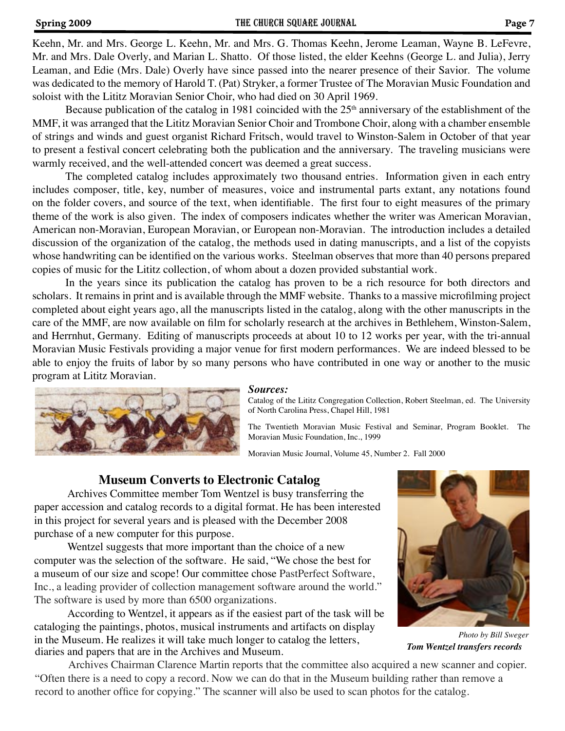Keehn, Mr. and Mrs. George L. Keehn, Mr. and Mrs. G. Thomas Keehn, Jerome Leaman, Wayne B. LeFevre, Mr. and Mrs. Dale Overly, and Marian L. Shatto. Of those listed, the elder Keehns (George L. and Julia), Jerry Leaman, and Edie (Mrs. Dale) Overly have since passed into the nearer presence of their Savior. The volume was dedicated to the memory of Harold T. (Pat) Stryker, a former Trustee of The Moravian Music Foundation and soloist with the Lititz Moravian Senior Choir, who had died on 30 April 1969.

Because publication of the catalog in 1981 coincided with the 25th anniversary of the establishment of the MMF, it was arranged that the Lititz Moravian Senior Choir and Trombone Choir, along with a chamber ensemble of strings and winds and guest organist Richard Fritsch, would travel to Winston-Salem in October of that year to present a festival concert celebrating both the publication and the anniversary. The traveling musicians were warmly received, and the well-attended concert was deemed a great success.

The completed catalog includes approximately two thousand entries. Information given in each entry includes composer, title, key, number of measures, voice and instrumental parts extant, any notations found on the folder covers, and source of the text, when identifiable. The first four to eight measures of the primary theme of the work is also given. The index of composers indicates whether the writer was American Moravian, American non-Moravian, European Moravian, or European non-Moravian. The introduction includes a detailed discussion of the organization of the catalog, the methods used in dating manuscripts, and a list of the copyists whose handwriting can be identified on the various works. Steelman observes that more than 40 persons prepared copies of music for the Lititz collection, of whom about a dozen provided substantial work.

In the years since its publication the catalog has proven to be a rich resource for both directors and scholars. It remains in print and is available through the MMF website. Thanks to a massive microfilming project completed about eight years ago, all the manuscripts listed in the catalog, along with the other manuscripts in the care of the MMF, are now available on film for scholarly research at the archives in Bethlehem, Winston-Salem, and Herrnhut, Germany. Editing of manuscripts proceeds at about 10 to 12 works per year, with the tri-annual Moravian Music Festivals providing a major venue for first modern performances. We are indeed blessed to be able to enjoy the fruits of labor by so many persons who have contributed in one way or another to the music program at Lititz Moravian.

***Sources:***

Catalog of the Lititz Congregation Collection, Robert Steelman, ed. The University of North Carolina Press, Chapel Hill, 1981

The Twentieth Moravian Music Festival and Seminar, Program Booklet. The Moravian Music Foundation, Inc., 1999

Moravian Music Journal, Volume 45, Number 2. Fall 2000

## Museum Converts to Electronic Catalog

Archives Committee member Tom Wentzel is busy transferring the paper accession and catalog records to a digital format. He has been interested in this project for several years and is pleased with the December 2008 purchase of a new computer for this purpose.

Wentzel suggests that more important than the choice of a new computer was the selection of the software. He said, "We chose the best for a museum of our size and scope! Our committee chose PastPerfect Software, Inc., a leading provider of collection management software around the world." The software is used by more than 6500 organizations.

According to Wentzel, it appears as if the easiest part of the task will be cataloging the paintings, photos, musical instruments and artifacts on display in the Museum. He realizes it will take much longer to catalog the letters, diaries and papers that are in the Archives and Museum.

*Photo by Bill Sweger*

***Tom Wentzel transfers records***

Archives Chairman Clarence Martin reports that the committee also acquired a new scanner and copier. "Often there is a need to copy a record. Now we can do that in the Museum building rather than remove a record to another office for copying." The scanner will also be used to scan photos for the catalog.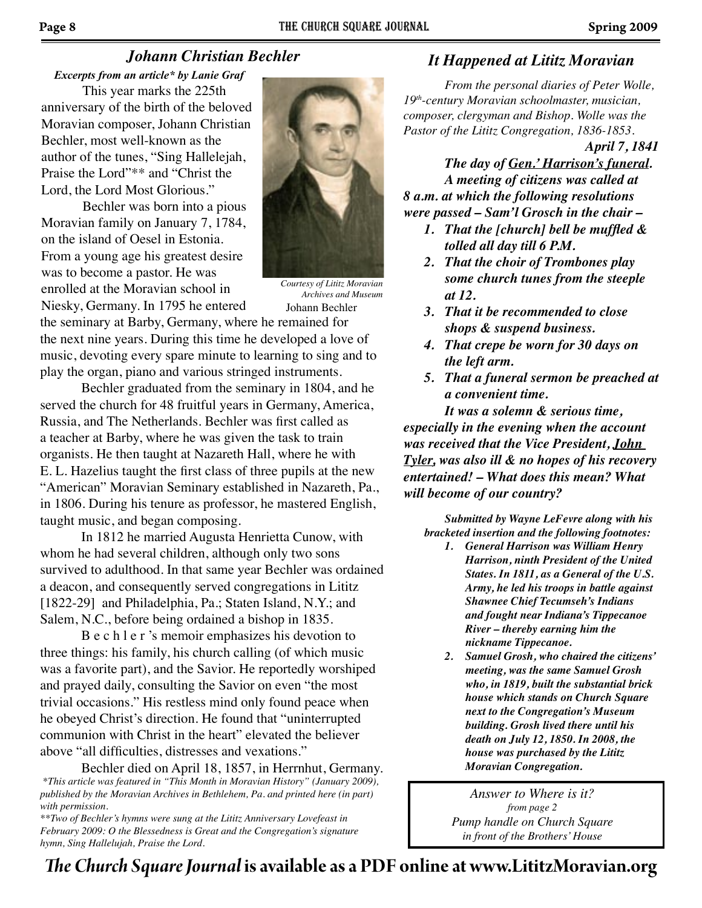## *Johann Christian Bechler*

***Excerpts from an article* by Lanie Graf***

This year marks the 225th anniversary of the birth of the beloved Moravian composer, Johann Christian Bechler, most well-known as the author of the tunes, "Sing Hallelejah, Praise the Lord"** and "Christ the Lord, the Lord Most Glorious."

Bechler was born into a pious Moravian family on January 7, 1784, on the island of Oesel in Estonia. From a young age his greatest desire was to become a pastor. He was enrolled at the Moravian school in Niesky, Germany. In 1795 he entered the seminary at Barby, Germany, where he remained for the next nine years. During this time he developed a love of music, devoting every spare minute to learning to sing and to play the organ, piano and various stringed instruments.

*Courtesy of Lititz Moravian Archives and Museum*

Johann Bechler

Bechler graduated from the seminary in 1804, and he served the church for 48 fruitful years in Germany, America, Russia, and The Netherlands. Bechler was first called as a teacher at Barby, where he was given the task to train organists. He then taught at Nazareth Hall, where he with E. L. Hazelius taught the first class of three pupils at the new "American" Moravian Seminary established in Nazareth, Pa., in 1806. During his tenure as professor, he mastered English, taught music, and began composing.

In 1812 he married Augusta Henrietta Cunow, with whom he had several children, although only two sons survived to adulthood. In that same year Bechler was ordained a deacon, and consequently served congregations in Lititz [1822-29] and Philadelphia, Pa.; Staten Island, N.Y.; and Salem, N.C., before being ordained a bishop in 1835.

B e c h l e r 's memoir emphasizes his devotion to three things: his family, his church calling (of which music was a favorite part), and the Savior. He reportedly worshiped and prayed daily, consulting the Savior on even "the most trivial occasions." His restless mind only found peace when he obeyed Christ's direction. He found that "uninterrupted communion with Christ in the heart" elevated the believer above "all difficulties, distresses and vexations."

Bechler died on April 18, 1857, in Herrnhut, Germany.

*\*This article was featured in "This Month in Moravian History" (January 2009), published by the Moravian Archives in Bethlehem, Pa. and printed here (in part) with permission.*

*\*\*Two of Bechler's hymns were sung at the Lititz Anniversary Lovefeast in February 2009: O the Blessedness is Great and the Congregation's signature hymn, Sing Hallelujah, Praise the Lord.*

## *It Happened at Lititz Moravian*

*From the personal diaries of Peter Wolle, 19th-century Moravian schoolmaster, musician, composer, clergyman and Bishop. Wolle was the Pastor of the Lititz Congregation, 1836-1853.*

***April 7, 1841***

***The day of <u>Gen.' Harrison's funeral</u>.***

***A meeting of citizens was called at 8 a.m. at which the following resolutions were passed – Sam'l Grosch in the chair –***

1. ***That the [church] bell be muffled & tolled all day till 6 P.M.***
2. ***That the choir of Trombones play some church tunes from the steeple at 12.***
3. ***That it be recommended to close shops & suspend business.***
4. ***That crepe be worn for 30 days on the left arm.***
5. ***That a funeral sermon be preached at a convenient time.***

***It was a solemn & serious time, especially in the evening when the account was received that the Vice President, <u>John Tyler</u>, was also ill & no hopes of his recovery entertained! – What does this mean? What will become of our country?***

***Submitted by Wayne LeFevre along with his bracketed insertion and the following footnotes:***

1. ***General Harrison was William Henry Harrison, ninth President of the United States. In 1811, as a General of the U.S. Army, he led his troops in battle against Shawnee Chief Tecumseh's Indians and fought near Indiana's Tippecanoe River – thereby earning him the nickname Tippecanoe.***
2. ***Samuel Grosh, who chaired the citizens' meeting, was the same Samuel Grosh who, in 1819, built the substantial brick house which stands on Church Square next to the Congregation's Museum building. Grosh lived there until his death on July 12, 1850. In 2008, the house was purchased by the Lititz Moravian Congregation.***

*Answer to Where is it?*
*from page 2*
*Pump handle on Church Square in front of the Brothers' House*

***The Church Square Journal* is available as a PDF online at www.LititzMoravian.org**